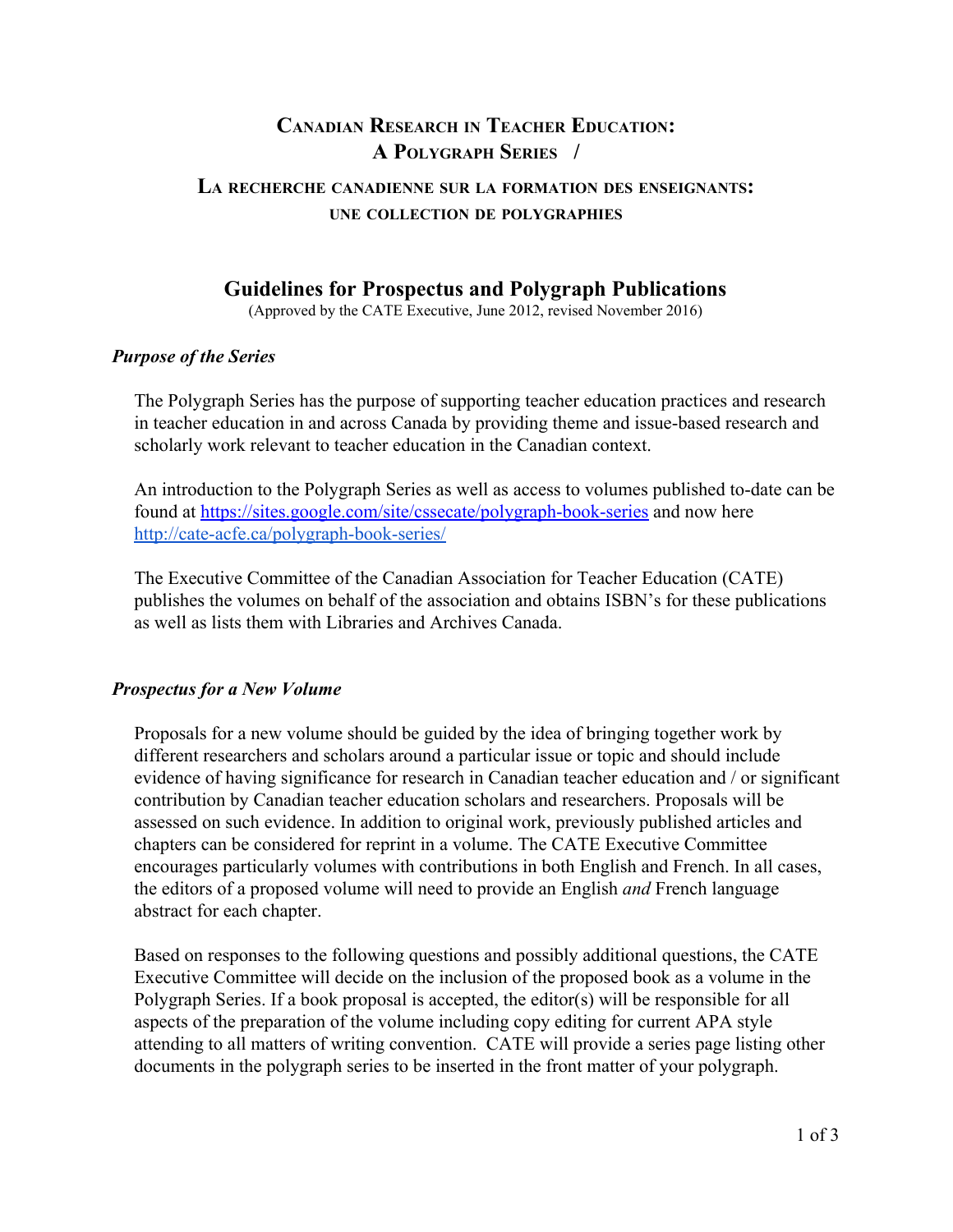# Canadian Research in Teacher Education: A Polygraph Series /

## La recherche canadienne sur la formation des enseignants: une collection de polygraphies

## Guidelines for Prospectus and Polygraph Publications

(Approved by the CATE Executive, June 2012, revised November 2016)

### *Purpose of the Series*

The Polygraph Series has the purpose of supporting teacher education practices and research in teacher education in and across Canada by providing theme and issue-based research and scholarly work relevant to teacher education in the Canadian context.

An introduction to the Polygraph Series as well as access to volumes published to-date can be found at https://sites.google.com/site/cssecate/polygraph-book-series and now here http://cate-acfe.ca/polygraph-book-series/

The Executive Committee of the Canadian Association for Teacher Education (CATE) publishes the volumes on behalf of the association and obtains ISBN's for these publications as well as lists them with Libraries and Archives Canada.

### *Prospectus for a New Volume*

Proposals for a new volume should be guided by the idea of bringing together work by different researchers and scholars around a particular issue or topic and should include evidence of having significance for research in Canadian teacher education and / or significant contribution by Canadian teacher education scholars and researchers. Proposals will be assessed on such evidence. In addition to original work, previously published articles and chapters can be considered for reprint in a volume. The CATE Executive Committee encourages particularly volumes with contributions in both English and French. In all cases, the editors of a proposed volume will need to provide an English *and* French language abstract for each chapter.

Based on responses to the following questions and possibly additional questions, the CATE Executive Committee will decide on the inclusion of the proposed book as a volume in the Polygraph Series. If a book proposal is accepted, the editor(s) will be responsible for all aspects of the preparation of the volume including copy editing for current APA style attending to all matters of writing convention. CATE will provide a series page listing other documents in the polygraph series to be inserted in the front matter of your polygraph.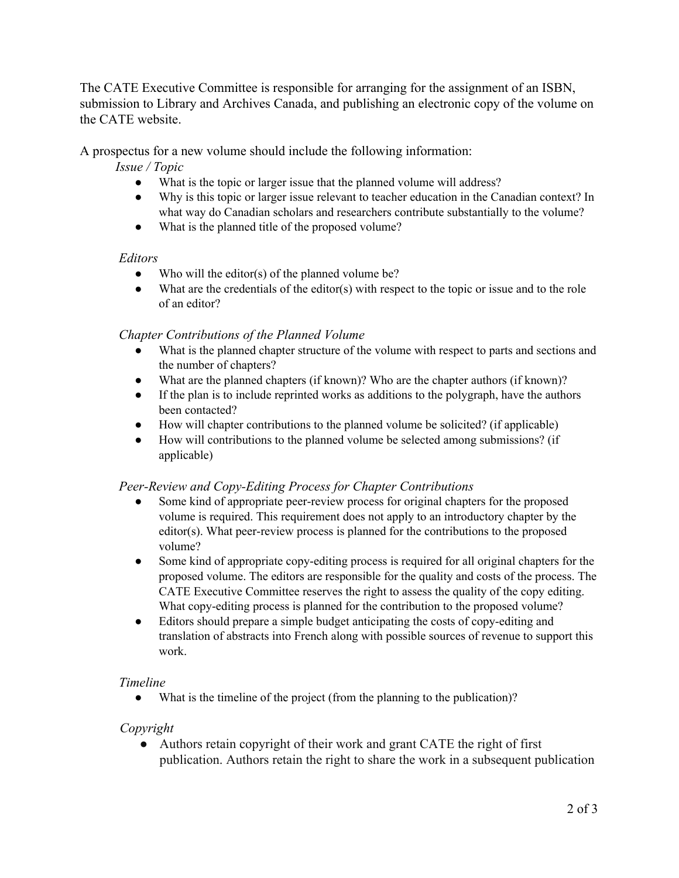The CATE Executive Committee is responsible for arranging for the assignment of an ISBN, submission to Library and Archives Canada, and publishing an electronic copy of the volume on the CATE website.

A prospectus for a new volume should include the following information:

*Issue / Topic*

- What is the topic or larger issue that the planned volume will address?
- Why is this topic or larger issue relevant to teacher education in the Canadian context? In what way do Canadian scholars and researchers contribute substantially to the volume?
- What is the planned title of the proposed volume?

*Editors*

- Who will the editor(s) of the planned volume be?
- What are the credentials of the editor(s) with respect to the topic or issue and to the role of an editor?

*Chapter Contributions of the Planned Volume*

- What is the planned chapter structure of the volume with respect to parts and sections and the number of chapters?
- What are the planned chapters (if known)? Who are the chapter authors (if known)?
- If the plan is to include reprinted works as additions to the polygraph, have the authors been contacted?
- How will chapter contributions to the planned volume be solicited? (if applicable)
- How will contributions to the planned volume be selected among submissions? (if applicable)

*Peer-Review and Copy-Editing Process for Chapter Contributions*

- Some kind of appropriate peer-review process for original chapters for the proposed volume is required. This requirement does not apply to an introductory chapter by the editor(s). What peer-review process is planned for the contributions to the proposed volume?
- Some kind of appropriate copy-editing process is required for all original chapters for the proposed volume. The editors are responsible for the quality and costs of the process. The CATE Executive Committee reserves the right to assess the quality of the copy editing. What copy-editing process is planned for the contribution to the proposed volume?
- Editors should prepare a simple budget anticipating the costs of copy-editing and translation of abstracts into French along with possible sources of revenue to support this work.

*Timeline*

- What is the timeline of the project (from the planning to the publication)?

*Copyright*

- Authors retain copyright of their work and grant CATE the right of first publication. Authors retain the right to share the work in a subsequent publication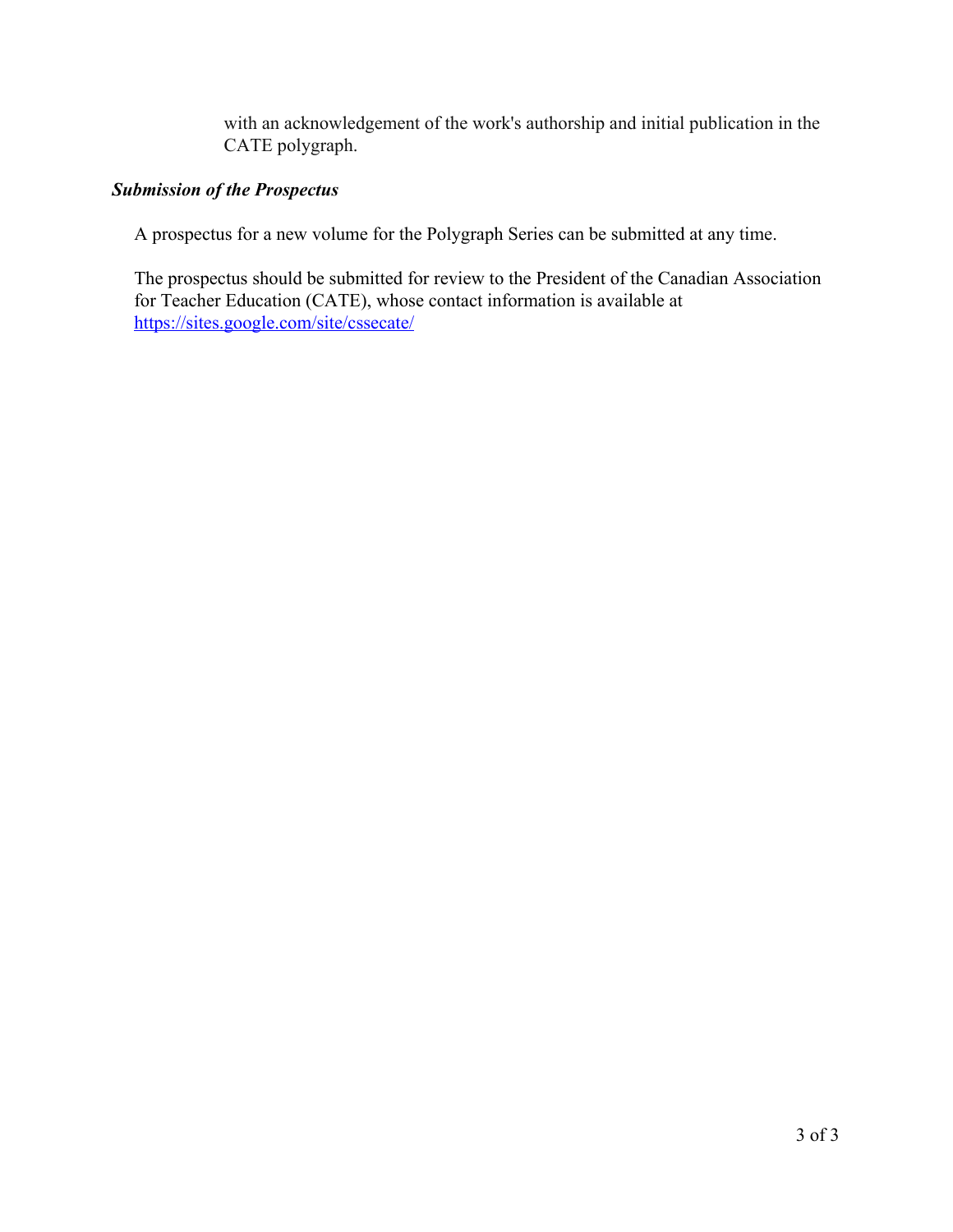with an acknowledgement of the work's authorship and initial publication in the CATE polygraph.

### *Submission of the Prospectus*

A prospectus for a new volume for the Polygraph Series can be submitted at any time.

The prospectus should be submitted for review to the President of the Canadian Association for Teacher Education (CATE), whose contact information is available at [https://sites.google.com/site/cssecate/](https://sites.google.com/site/cssecate/)